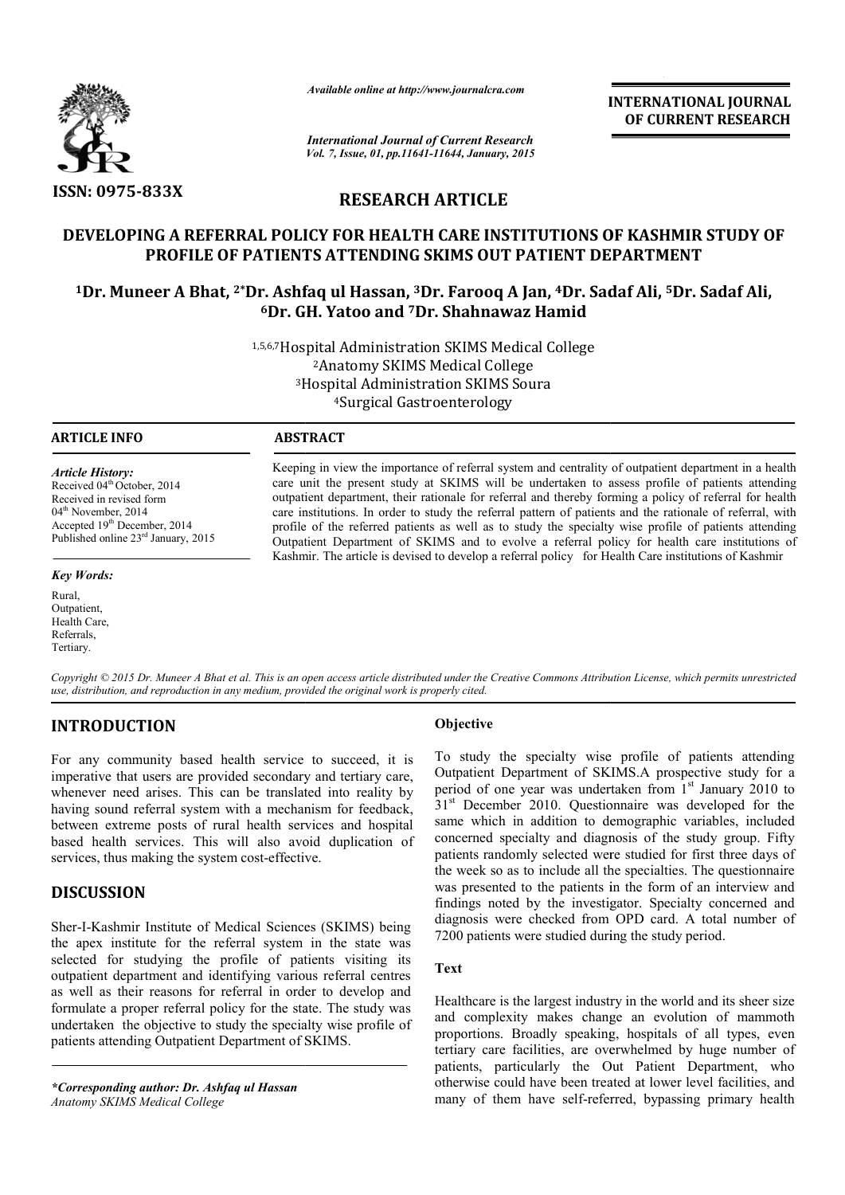# RESEARCH ARTICLE

## DEVELOPING A REFERRAL POLICY FOR HEALTH CARE INSTITUTIONS OF KASHMIR STUDY OF PROFILE OF PATIENTS ATTENDING SKIMS OUT PATIENT DEPARTMENT

[1]Dr. Muneer A Bhat, [2*]Dr. Ashfaq ul Hassan, [3]Dr. Farooq A Jan, [4]Dr. Sadaf Ali, [5]Dr. Sadaf Ali, [6]Dr. GH. Yatoo and [7]Dr. Shahnawaz Hamid

[1,5,6,7]Hospital Administration SKIMS Medical College
[2]Anatomy SKIMS Medical College
[3]Hospital Administration SKIMS Soura
[4]Surgical Gastroenterology

**ARTICLE INFO**

*Article History:*
Received 04[th] October, 2014
Received in revised form
04[th] November, 2014
Accepted 19[th] December, 2014
Published online 23[rd] January, 2015

*Key Words:*
Rural,
Outpatient,
Health Care,
Referrals,
Tertiary.

**ABSTRACT**

Keeping in view the importance of referral system and centrality of outpatient department in a health care unit the present study at SKIMS will be undertaken to assess profile of patients attending outpatient department, their rationale for referral and thereby forming a policy of referral for health care institutions. In order to study the referral pattern of patients and the rationale of referral, with profile of the referred patients as well as to study the specialty wise profile of patients attending Outpatient Department of SKIMS and to evolve a referral policy for health care institutions of Kashmir. The article is devised to develop a referral policy for Health Care institutions of Kashmir

*Copyright © 2015 Dr. Muneer A Bhat et al. This is an open access article distributed under the Creative Commons Attribution License, which permits unrestricted use, distribution, and reproduction in any medium, provided the original work is properly cited.*

## INTRODUCTION

For any community based health service to succeed, it is imperative that users are provided secondary and tertiary care, whenever need arises. This can be translated into reality by having sound referral system with a mechanism for feedback, between extreme posts of rural health services and hospital based health services. This will also avoid duplication of services, thus making the system cost-effective.

## DISCUSSION

Sher-I-Kashmir Institute of Medical Sciences (SKIMS) being the apex institute for the referral system in the state was selected for studying the profile of patients visiting its outpatient department and identifying various referral centres as well as their reasons for referral in order to develop and formulate a proper referral policy for the state. The study was undertaken the objective to study the specialty wise profile of patients attending Outpatient Department of SKIMS.

*\*Corresponding author: Dr. Ashfaq ul Hassan*
*Anatomy SKIMS Medical College*

### Objective

To study the specialty wise profile of patients attending Outpatient Department of SKIMS.A prospective study for a period of one year was undertaken from 1[st] January 2010 to 31[st] December 2010. Questionnaire was developed for the same which in addition to demographic variables, included concerned specialty and diagnosis of the study group. Fifty patients randomly selected were studied for first three days of the week so as to include all the specialties. The questionnaire was presented to the patients in the form of an interview and findings noted by the investigator. Specialty concerned and diagnosis were checked from OPD card. A total number of 7200 patients were studied during the study period.

### Text

Healthcare is the largest industry in the world and its sheer size and complexity makes change an evolution of mammoth proportions. Broadly speaking, hospitals of all types, even tertiary care facilities, are overwhelmed by huge number of patients, particularly the Out Patient Department, who otherwise could have been treated at lower level facilities, and many of them have self-referred, bypassing primary health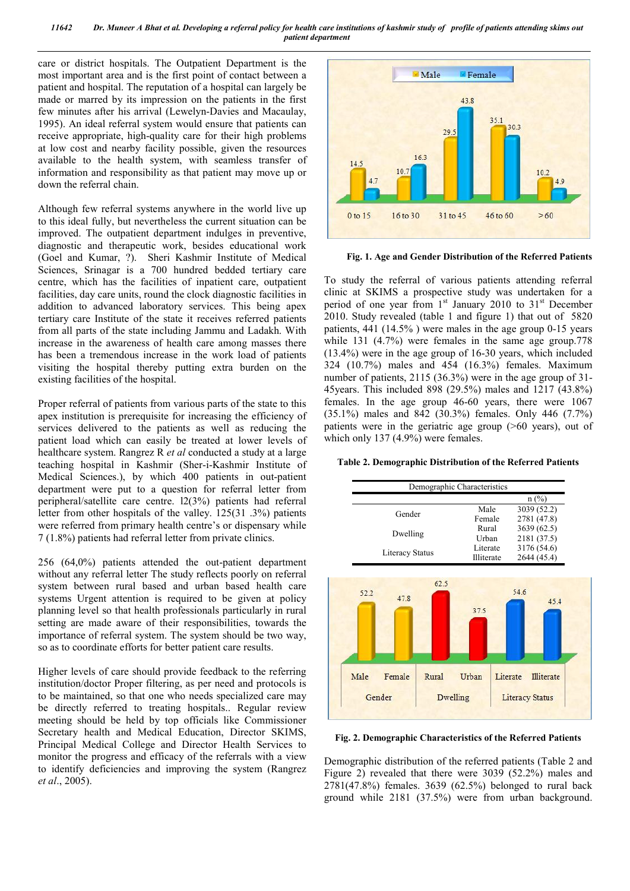care or district hospitals. The Outpatient Department is the most important area and is the first point of contact between a patient and hospital. The reputation of a hospital can largely be made or marred by its impression on the patients in the first few minutes after his arrival (Lewelyn-Davies and Macaulay, 1995). An ideal referral system would ensure that patients can receive appropriate, high-quality care for their high problems at low cost and nearby facility possible, given the resources available to the health system, with seamless transfer of information and responsibility as that patient may move up or down the referral chain.

Although few referral systems anywhere in the world live up to this ideal fully, but nevertheless the current situation can be improved. The outpatient department indulges in preventive, diagnostic and therapeutic work, besides educational work (Goel and Kumar, ?). Sheri Kashmir Institute of Medical Sciences, Srinagar is a 700 hundred bedded tertiary care centre, which has the facilities of inpatient care, outpatient facilities, day care units, round the clock diagnostic facilities in addition to advanced laboratory services. This being apex tertiary care Institute of the state it receives referred patients from all parts of the state including Jammu and Ladakh. With increase in the awareness of health care among masses there has been a tremendous increase in the work load of patients visiting the hospital thereby putting extra burden on the existing facilities of the hospital.

Proper referral of patients from various parts of the state to this apex institution is prerequisite for increasing the efficiency of services delivered to the patients as well as reducing the patient load which can easily be treated at lower levels of healthcare system. Rangrez R *et al* conducted a study at a large teaching hospital in Kashmir (Sher-i-Kashmir Institute of Medical Sciences.), by which 400 patients in out-patient department were put to a question for referral letter from peripheral/satellite care centre. l2(3%) patients had referral letter from other hospitals of the valley. 125(31 .3%) patients were referred from primary health centre's or dispensary while 7 (1.8%) patients had referral letter from private clinics.

256 (64,0%) patients attended the out-patient department without any referral letter The study reflects poorly on referral system between rural based and urban based health care systems Urgent attention is required to be given at policy planning level so that health professionals particularly in rural setting are made aware of their responsibilities, towards the importance of referral system. The system should be two way, so as to coordinate efforts for better patient care results.

Higher levels of care should provide feedback to the referring institution/doctor Proper filtering, as per need and protocols is to be maintained, so that one who needs specialized care may be directly referred to treating hospitals.. Regular review meeting should be held by top officials like Commissioner Secretary health and Medical Education, Director SKIMS, Principal Medical College and Director Health Services to monitor the progress and efficacy of the referrals with a view to identify deficiencies and improving the system (Rangrez *et al*., 2005).

**Fig. 1. Age and Gender Distribution of the Referred Patients**

To study the referral of various patients attending referral clinic at SKIMS a prospective study was undertaken for a period of one year from 1st January 2010 to 31st December 2010. Study revealed (table 1 and figure 1) that out of 5820 patients, 441 (14.5% ) were males in the age group 0-15 years while 131 (4.7%) were females in the same age group.778 (13.4%) were in the age group of 16-30 years, which included 324 (10.7%) males and 454 (16.3%) females. Maximum number of patients, 2115 (36.3%) were in the age group of 31-45years. This included 898 (29.5%) males and 1217 (43.8%) females. In the age group 46-60 years, there were 1067 (35.1%) males and 842 (30.3%) females. Only 446 (7.7%) patients were in the geriatric age group (>60 years), out of which only 137 (4.9%) were females.

**Table 2. Demographic Distribution of the Referred Patients**

| Demographic Characteristics | | |
|---|---|---|
| | | n (%) |
| Gender | Male | 3039 (52.2) |
| | Female | 2781 (47.8) |
| Dwelling | Rural | 3639 (62.5) |
| | Urban | 2181 (37.5) |
| Literacy Status | Literate | 3176 (54.6) |
| | Illiterate | 2644 (45.4) |

**Fig. 2. Demographic Characteristics of the Referred Patients**

Demographic distribution of the referred patients (Table 2 and Figure 2) revealed that there were 3039 (52.2%) males and 2781(47.8%) females. 3639 (62.5%) belonged to rural back ground while 2181 (37.5%) were from urban background.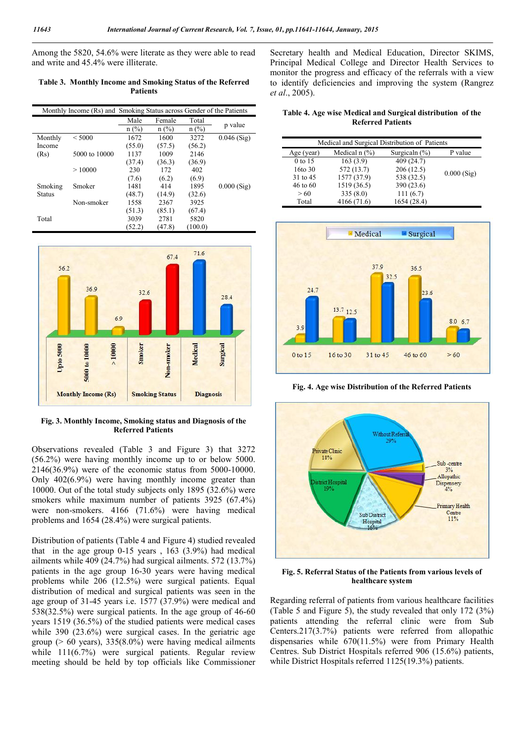Among the 5820, 54.6% were literate as they were able to read and write and 45.4% were illiterate.

**Table 3. Monthly Income and Smoking Status of the Referred Patients**

| Monthly Income (Rs) and Smoking Status across Gender of the Patients | | | | | |
|---|---|---|---|---|---|
| | | Male n (%) | Female n (%) | Total n (%) | p value |
| Monthly Income (Rs) | < 5000 | 1672 (55.0) | 1600 (57.5) | 3272 (56.2) | 0.046 (Sig) |
| | 5000 to 10000 | 1137 (37.4) | 1009 (36.3) | 2146 (36.9) | |
| | > 10000 | 230 (7.6) | 172 (6.2) | 402 (6.9) | |
| Smoking Status | Smoker | 1481 (48.7) | 414 (14.9) | 1895 (32.6) | 0.000 (Sig) |
| | Non-smoker | 1558 (51.3) | 2367 (85.1) | 3925 (67.4) | |
| Total | | 3039 (52.2) | 2781 (47.8) | 5820 (100.0) | |

**Fig. 3. Monthly Income, Smoking status and Diagnosis of the Referred Patients**

Observations revealed (Table 3 and Figure 3) that 3272 (56.2%) were having monthly income up to or below 5000. 2146(36.9%) were of the economic status from 5000-10000. Only 402(6.9%) were having monthly income greater than 10000. Out of the total study subjects only 1895 (32.6%) were smokers while maximum number of patients 3925 (67.4%) were non-smokers. 4166 (71.6%) were having medical problems and 1654 (28.4%) were surgical patients.

Distribution of patients (Table 4 and Figure 4) studied revealed that in the age group 0-15 years , 163 (3.9%) had medical ailments while 409 (24.7%) had surgical ailments. 572 (13.7%) patients in the age group 16-30 years were having medical problems while 206 (12.5%) were surgical patients. Equal distribution of medical and surgical patients was seen in the age group of 31-45 years i.e. 1577 (37.9%) were medical and 538(32.5%) were surgical patients. In the age group of 46-60 years 1519 (36.5%) of the studied patients were medical cases while 390 (23.6%) were surgical cases. In the geriatric age group (> 60 years), 335(8.0%) were having medical ailments while 111(6.7%) were surgical patients. Regular review meeting should be held by top officials like Commissioner Secretary health and Medical Education, Director SKIMS, Principal Medical College and Director Health Services to monitor the progress and efficacy of the referrals with a view to identify deficiencies and improving the system (Rangrez *et al*., 2005).

**Table 4. Age wise Medical and Surgical distribution of the Referred Patients**

| Medical and Surgical Distribution of Patients | | | |
|---|---|---|---|
| Age (year) | Medical n (%) | Surgicaln (%) | P value |
| 0 to 15 | 163 (3.9) | 409 (24.7) | 0.000 (Sig) |
| 16to 30 | 572 (13.7) | 206 (12.5) | |
| 31 to 45 | 1577 (37.9) | 538 (32.5) | |
| 46 to 60 | 1519 (36.5) | 390 (23.6) | |
| > 60 | 335 (8.0) | 111 (6.7) | |
| Total | 4166 (71.6) | 1654 (28.4) | |

**Fig. 4. Age wise Distribution of the Referred Patients**

**Fig. 5. Referral Status of the Patients from various levels of healthcare system**

Regarding referral of patients from various healthcare facilities (Table 5 and Figure 5), the study revealed that only 172 (3%) patients attending the referral clinic were from Sub Centers.217(3.7%) patients were referred from allopathic dispensaries while 670(11.5%) were from Primary Health Centres. Sub District Hospitals referred 906 (15.6%) patients, while District Hospitals referred 1125(19.3%) patients.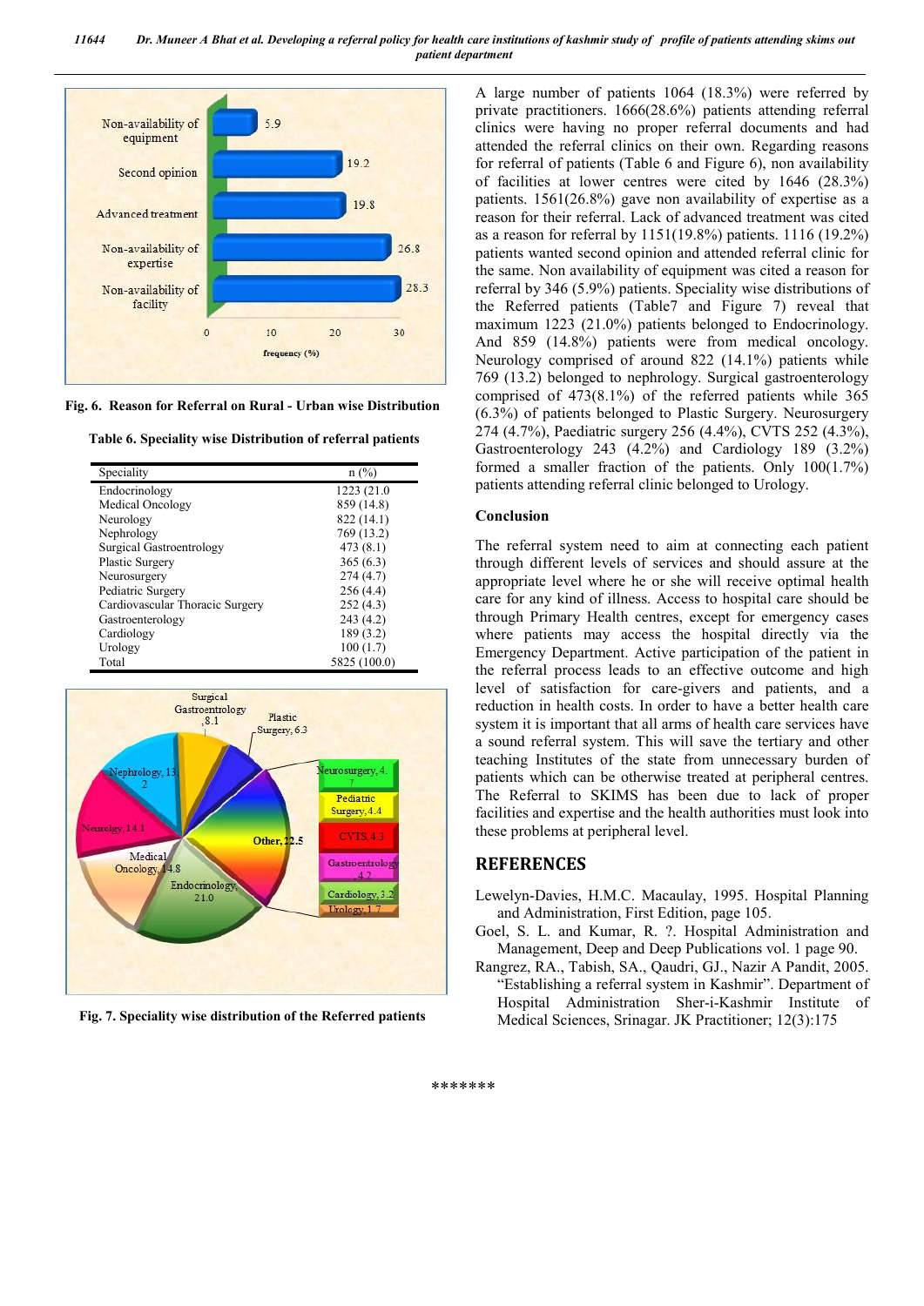Non-availability of equipment 5.9

Second opinion 19.2

Advanced treatment 19.8

Non-availability of expertise 26.8

Non-availability of facility 28.3

0 10 20 30

frequency (%)

**Fig. 6. Reason for Referral on Rural - Urban wise Distribution**

**Table 6. Speciality wise Distribution of referral patients**

| Speciality | n (%) |
|---|---|
| Endocrinology | 1223 (21.0 |
| Medical Oncology | 859 (14.8) |
| Neurology | 822 (14.1) |
| Nephrology | 769 (13.2) |
| Surgical Gastroenterology | 473 (8.1) |
| Plastic Surgery | 365 (6.3) |
| Neurosurgery | 274 (4.7) |
| Pediatric Surgery | 256 (4.4) |
| Cardiovascular Thoracic Surgery | 252 (4.3) |
| Gastroenterology | 243 (4.2) |
| Cardiology | 189 (3.2) |
| Urology | 100 (1.7) |
| Total | 5825 (100.0) |

Surgical Gastroentrology ,8.1

Plastic Surgery, 6.3

Nephrology, 13.2

Neurology, 14.1

Medical Oncology, 14.8

Endocrinology, 21.0

Other, 22.5

Neurosurgery, 4.7

Pediatric Surgery, 4.4

CVTS, 4.3

Gastroentrology, 4.2

Cardiology, 3.2

Urology, 1.7

**Fig. 7. Speciality wise distribution of the Referred patients**

A large number of patients 1064 (18.3%) were referred by private practitioners. 1666(28.6%) patients attending referral clinics were having no proper referral documents and had attended the referral clinics on their own. Regarding reasons for referral of patients (Table 6 and Figure 6), non availability of facilities at lower centres were cited by 1646 (28.3%) patients. 1561(26.8%) gave non availability of expertise as a reason for their referral. Lack of advanced treatment was cited as a reason for referral by 1151(19.8%) patients. 1116 (19.2%) patients wanted second opinion and attended referral clinic for the same. Non availability of equipment was cited a reason for referral by 346 (5.9%) patients. Speciality wise distributions of the Referred patients (Table7 and Figure 7) reveal that maximum 1223 (21.0%) patients belonged to Endocrinology. And 859 (14.8%) patients were from medical oncology. Neurology comprised of around 822 (14.1%) patients while 769 (13.2) belonged to nephrology. Surgical gastroenterology comprised of 473(8.1%) of the referred patients while 365 (6.3%) of patients belonged to Plastic Surgery. Neurosurgery 274 (4.7%), Paediatric surgery 256 (4.4%), CVTS 252 (4.3%), Gastroenterology 243 (4.2%) and Cardiology 189 (3.2%) formed a smaller fraction of the patients. Only 100(1.7%) patients attending referral clinic belonged to Urology.

### Conclusion

The referral system need to aim at connecting each patient through different levels of services and should assure at the appropriate level where he or she will receive optimal health care for any kind of illness. Access to hospital care should be through Primary Health centres, except for emergency cases where patients may access the hospital directly via the Emergency Department. Active participation of the patient in the referral process leads to an effective outcome and high level of satisfaction for care-givers and patients, and a reduction in health costs. In order to have a better health care system it is important that all arms of health care services have a sound referral system. This will save the tertiary and other teaching Institutes of the state from unnecessary burden of patients which can be otherwise treated at peripheral centres. The Referral to SKIMS has been due to lack of proper facilities and expertise and the health authorities must look into these problems at peripheral level.

## REFERENCES

Lewelyn-Davies, H.M.C. Macaulay, 1995. Hospital Planning and Administration, First Edition, page 105.

Goel, S. L. and Kumar, R. ?. Hospital Administration and Management, Deep and Deep Publications vol. 1 page 90.

Rangrez, RA., Tabish, SA., Qaudri, GJ., Nazir A Pandit, 2005. "Establishing a referral system in Kashmir". Department of Hospital Administration Sher-i-Kashmir Institute of Medical Sciences, Srinagar. JK Practitioner; 12(3):175

\*\*\*\*\*\*\*